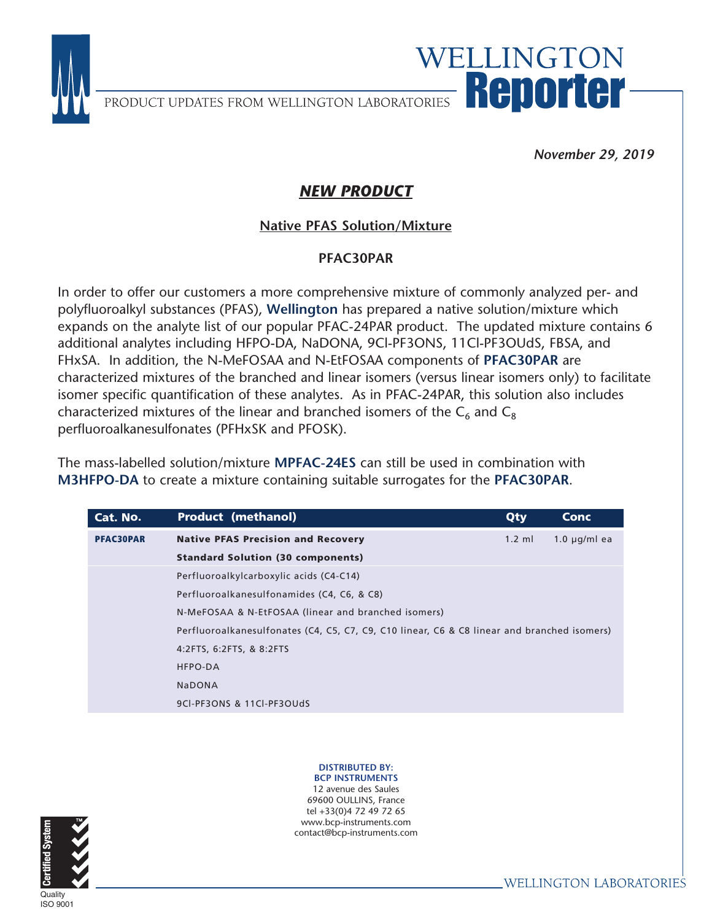# WELLINGTON Reporter

PRODUCT UPDATES FROM WELLINGTON LABORATORIES

*November 29, 2019*

## ***NEW PRODUCT***

### Native PFAS Solution/Mixture

### PFAC30PAR

In order to offer our customers a more comprehensive mixture of commonly analyzed per- and polyfluoroalkyl substances (PFAS), **Wellington** has prepared a native solution/mixture which expands on the analyte list of our popular PFAC-24PAR product. The updated mixture contains 6 additional analytes including HFPO-DA, NaDONA, 9Cl-PF3ONS, 11Cl-PF3OUdS, FBSA, and FHxSA. In addition, the N-MeFOSAA and N-EtFOSAA components of **PFAC30PAR** are characterized mixtures of the branched and linear isomers (versus linear isomers only) to facilitate isomer specific quantification of these analytes. As in PFAC-24PAR, this solution also includes characterized mixtures of the linear and branched isomers of the $C_6$ and $C_8$ perfluoroalkanesulfonates (PFHxSK and PFOSK).

The mass-labelled solution/mixture **MPFAC-24ES** can still be used in combination with **M3HFPO-DA** to create a mixture containing suitable surrogates for the **PFAC30PAR**.

| Cat. No. | Product (methanol) | Qty | Conc |
|---|---|---|---|
| **PFAC30PAR** | **Native PFAS Precision and Recovery Standard Solution (30 components)** | 1.2 ml | 1.0 µg/ml ea |
| | Perfluoroalkylcarboxylic acids (C4-C14) | | |
| | Perfluoroalkanesulfonamides (C4, C6, & C8) | | |
| | N-MeFOSAA & N-EtFOSAA (linear and branched isomers) | | |
| | Perfluoroalkanesulfonates (C4, C5, C7, C9, C10 linear, C6 & C8 linear and branched isomers) | | |
| | 4:2FTS, 6:2FTS, & 8:2FTS | | |
| | HFPO-DA | | |
| | NaDONA | | |
| | 9Cl-PF3ONS & 11Cl-PF3OUdS | | |

**DISTRIBUTED BY:**
**BCP INSTRUMENTS**
12 avenue des Saules
69600 OULLINS, France
tel +33(0)4 72 49 72 65
www.bcp-instruments.com
contact@bcp-instruments.com

Certified System™ Quality ISO 9001

WELLINGTON LABORATORIES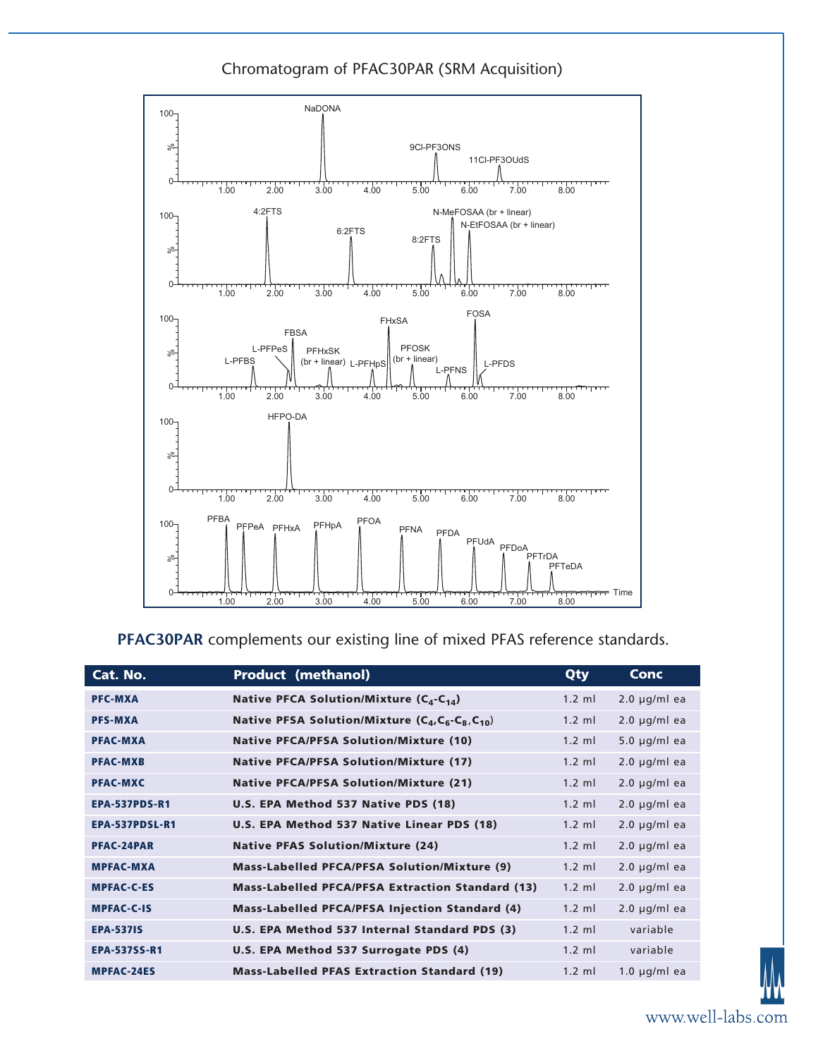## Chromatogram of PFAC30PAR (SRM Acquisition)

NaDONA
9Cl-PF3ONS
11Cl-PF3OUdS

4:2FTS
6:2FTS
8:2FTS
N-MeFOSAA (br + linear)
N-EtFOSAA (br + linear)

L-PFBS
L-PFPeS
FBSA
PFHxSK (br + linear)
L-PFHpS
FHxSA
PFOSK (br + linear)
L-PFNS
FOSA
L-PFDS

HFPO-DA

PFBA
PFPeA
PFHxA
PFHpA
PFOA
PFNA
PFDA
PFUdA
PFDoA
PFTrDA
PFTeDA

100
%
0
1.00 2.00 3.00 4.00 5.00 6.00 7.00 8.00
Time

**PFAC30PAR** complements our existing line of mixed PFAS reference standards.

| Cat. No. | Product (methanol) | Qty | Conc |
|---|---|---|---|
| **PFC-MXA** | **Native PFCA Solution/Mixture ($C_4$-$C_{14}$)** | 1.2 ml | 2.0 µg/ml ea |
| **PFS-MXA** | **Native PFSA Solution/Mixture ($C_4$,$C_6$-$C_8$,$C_{10}$)** | 1.2 ml | 2.0 µg/ml ea |
| **PFAC-MXA** | **Native PFCA/PFSA Solution/Mixture (10)** | 1.2 ml | 5.0 µg/ml ea |
| **PFAC-MXB** | **Native PFCA/PFSA Solution/Mixture (17)** | 1.2 ml | 2.0 µg/ml ea |
| **PFAC-MXC** | **Native PFCA/PFSA Solution/Mixture (21)** | 1.2 ml | 2.0 µg/ml ea |
| **EPA-537PDS-R1** | **U.S. EPA Method 537 Native PDS (18)** | 1.2 ml | 2.0 µg/ml ea |
| **EPA-537PDSL-R1** | **U.S. EPA Method 537 Native Linear PDS (18)** | 1.2 ml | 2.0 µg/ml ea |
| **PFAC-24PAR** | **Native PFAS Solution/Mixture (24)** | 1.2 ml | 2.0 µg/ml ea |
| **MPFAC-MXA** | **Mass-Labelled PFCA/PFSA Solution/Mixture (9)** | 1.2 ml | 2.0 µg/ml ea |
| **MPFAC-C-ES** | **Mass-Labelled PFCA/PFSA Extraction Standard (13)** | 1.2 ml | 2.0 µg/ml ea |
| **MPFAC-C-IS** | **Mass-Labelled PFCA/PFSA Injection Standard (4)** | 1.2 ml | 2.0 µg/ml ea |
| **EPA-537IS** | **U.S. EPA Method 537 Internal Standard PDS (3)** | 1.2 ml | variable |
| **EPA-537SS-R1** | **U.S. EPA Method 537 Surrogate PDS (4)** | 1.2 ml | variable |
| **MPFAC-24ES** | **Mass-Labelled PFAS Extraction Standard (19)** | 1.2 ml | 1.0 µg/ml ea |

www.well-labs.com